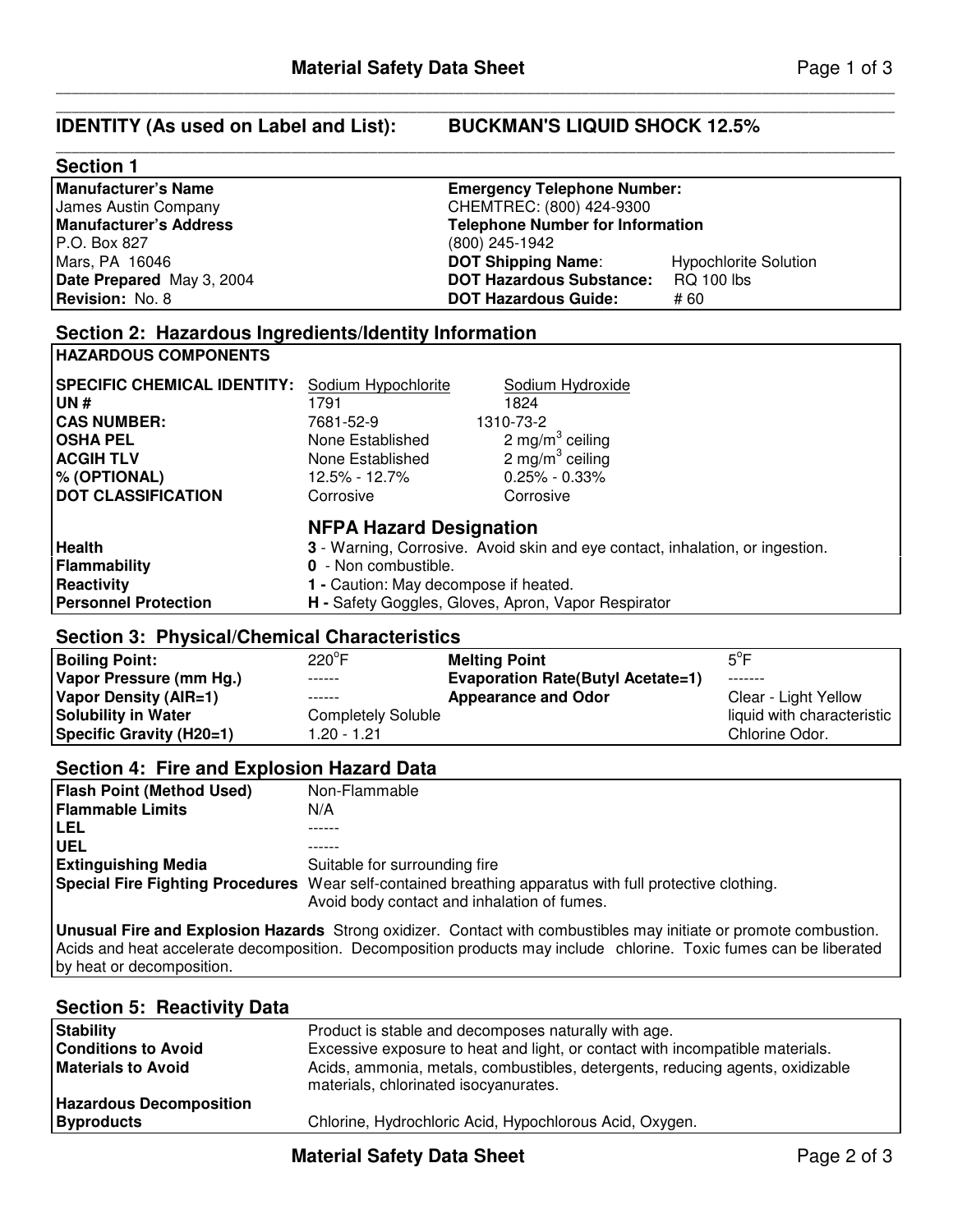# Material Safety Data Sheet

## IDENTITY (As used on Label and List): BUCKMAN'S LIQUID SHOCK 12.5%

## Section 1

| | |
|---|---|
| **Manufacturer's Name** | **Emergency Telephone Number:** |
| James Austin Company | CHEMTREC: (800) 424-9300 |
| **Manufacturer's Address** | **Telephone Number for Information** |
| P.O. Box 827 | (800) 245-1942 |
| Mars, PA 16046 | **DOT Shipping Name**: Hypochlorite Solution |
| **Date Prepared** May 3, 2004 | **DOT Hazardous Substance:** RQ 100 lbs |
| **Revision:** No. 8 | **DOT Hazardous Guide:** # 60 |

## Section 2: Hazardous Ingredients/Identity Information

**HAZARDOUS COMPONENTS**

| | | |
|---|---|---|
| **SPECIFIC CHEMICAL IDENTITY:** | Sodium Hypochlorite | Sodium Hydroxide |
| **UN #** | 1791 | 1824 |
| **CAS NUMBER:** | 7681-52-9 | 1310-73-2 |
| **OSHA PEL** | None Established | 2 mg/m$^3$ ceiling |
| **ACGIH TLV** | None Established | 2 mg/m$^3$ ceiling |
| **% (OPTIONAL)** | 12.5% - 12.7% | 0.25% - 0.33% |
| **DOT CLASSIFICATION** | Corrosive | Corrosive |

### NFPA Hazard Designation

| | |
|---|---|
| **Health** | **3** - Warning, Corrosive. Avoid skin and eye contact, inhalation, or ingestion. |
| **Flammability** | **0** - Non combustible. |
| **Reactivity** | **1 -** Caution: May decompose if heated. |
| **Personnel Protection** | **H -** Safety Goggles, Gloves, Apron, Vapor Respirator |

## Section 3: Physical/Chemical Characteristics

| | | | |
|---|---|---|---|
| **Boiling Point:** | 220°F | **Melting Point** | 5°F |
| **Vapor Pressure (mm Hg.)** | ------ | **Evaporation Rate(Butyl Acetate=1)** | ------- |
| **Vapor Density (AIR=1)** | ------ | **Appearance and Odor** | Clear - Light Yellow liquid with characteristic Chlorine Odor. |
| **Solubility in Water** | Completely Soluble | | |
| **Specific Gravity (H20=1)** | 1.20 - 1.21 | | |

## Section 4: Fire and Explosion Hazard Data

| | |
|---|---|
| **Flash Point (Method Used)** | Non-Flammable |
| **Flammable Limits** | N/A |
| **LEL** | ------ |
| **UEL** | ------ |
| **Extinguishing Media** | Suitable for surrounding fire |
| **Special Fire Fighting Procedures** | Wear self-contained breathing apparatus with full protective clothing. Avoid body contact and inhalation of fumes. |

**Unusual Fire and Explosion Hazards** Strong oxidizer. Contact with combustibles may initiate or promote combustion. Acids and heat accelerate decomposition. Decomposition products may include chlorine. Toxic fumes can be liberated by heat or decomposition.

## Section 5: Reactivity Data

| | |
|---|---|
| **Stability** | Product is stable and decomposes naturally with age. |
| **Conditions to Avoid** | Excessive exposure to heat and light, or contact with incompatible materials. |
| **Materials to Avoid** | Acids, ammonia, metals, combustibles, detergents, reducing agents, oxidizable materials, chlorinated isocyanurates. |
| **Hazardous Decomposition Byproducts** | Chlorine, Hydrochloric Acid, Hypochlorous Acid, Oxygen. |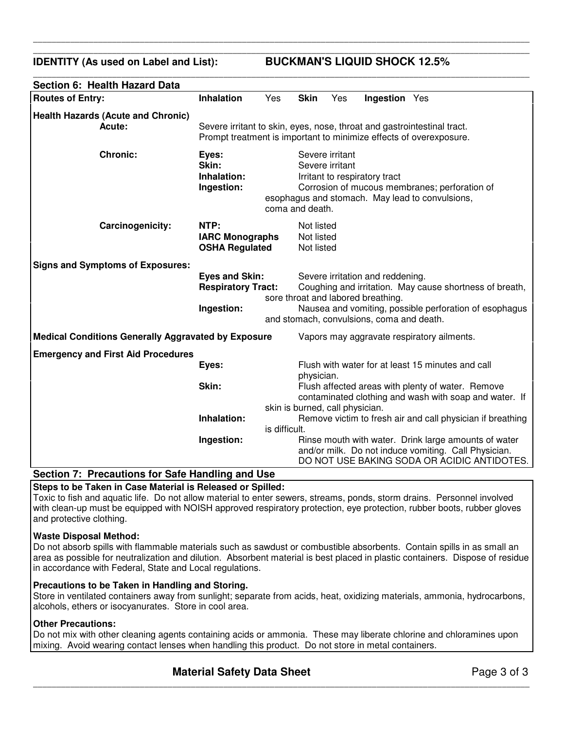**IDENTITY (As used on Label and List): BUCKMAN'S LIQUID SHOCK 12.5%**

## Section 6: Health Hazard Data

**Routes of Entry:** **Inhalation** Yes **Skin** Yes **Ingestion** Yes

**Health Hazards (Acute and Chronic)**

**Acute:** Severe irritant to skin, eyes, nose, throat and gastrointestinal tract. Prompt treatment is important to minimize effects of overexposure.

**Chronic:**

- **Eyes:** Severe irritant
- **Skin:** Severe irritant
- **Inhalation:** Irritant to respiratory tract
- **Ingestion:** Corrosion of mucous membranes; perforation of esophagus and stomach. May lead to convulsions, coma and death.

**Carcinogenicity:**

- **NTP:** Not listed
- **IARC Monographs** Not listed
- **OSHA Regulated** Not listed

**Signs and Symptoms of Exposures:**

- **Eyes and Skin:** Severe irritation and reddening.
- **Respiratory Tract:** Coughing and irritation. May cause shortness of breath, sore throat and labored breathing.
- **Ingestion:** Nausea and vomiting, possible perforation of esophagus and stomach, convulsions, coma and death.

**Medical Conditions Generally Aggravated by Exposure** Vapors may aggravate respiratory ailments.

**Emergency and First Aid Procedures**

- **Eyes:** Flush with water for at least 15 minutes and call physician.
- **Skin:** Flush affected areas with plenty of water. Remove contaminated clothing and wash with soap and water. If skin is burned, call physician.
- **Inhalation:** Remove victim to fresh air and call physician if breathing is difficult.
- **Ingestion:** Rinse mouth with water. Drink large amounts of water and/or milk. Do not induce vomiting. Call Physician. DO NOT USE BAKING SODA OR ACIDIC ANTIDOTES.

## Section 7: Precautions for Safe Handling and Use

**Steps to be Taken in Case Material is Released or Spilled:**
Toxic to fish and aquatic life. Do not allow material to enter sewers, streams, ponds, storm drains. Personnel involved with clean-up must be equipped with NOISH approved respiratory protection, eye protection, rubber boots, rubber gloves and protective clothing.

**Waste Disposal Method:**
Do not absorb spills with flammable materials such as sawdust or combustible absorbents. Contain spills in as small an area as possible for neutralization and dilution. Absorbent material is best placed in plastic containers. Dispose of residue in accordance with Federal, State and Local regulations.

**Precautions to be Taken in Handling and Storing.**
Store in ventilated containers away from sunlight; separate from acids, heat, oxidizing materials, ammonia, hydrocarbons, alcohols, ethers or isocyanurates. Store in cool area.

**Other Precautions:**
Do not mix with other cleaning agents containing acids or ammonia. These may liberate chlorine and chloramines upon mixing. Avoid wearing contact lenses when handling this product. Do not store in metal containers.

**Material Safety Data Sheet**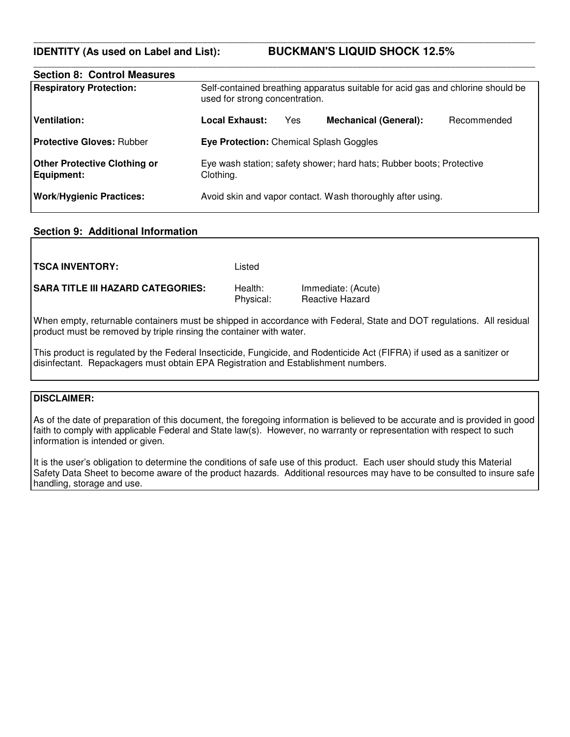**IDENTITY (As used on Label and List): BUCKMAN'S LIQUID SHOCK 12.5%**

## Section 8: Control Measures

| | | | | |
|---|---|---|---|---|
| **Respiratory Protection:** | Self-contained breathing apparatus suitable for acid gas and chlorine should be used for strong concentration. | | | |
| **Ventilation:** | **Local Exhaust:** | Yes | **Mechanical (General):** | Recommended |
| **Protective Gloves:** Rubber | **Eye Protection:** Chemical Splash Goggles | | | |
| **Other Protective Clothing or Equipment:** | Eye wash station; safety shower; hard hats; Rubber boots; Protective Clothing. | | | |
| **Work/Hygienic Practices:** | Avoid skin and vapor contact. Wash thoroughly after using. | | | |

## Section 9: Additional Information

| | | |
|---|---|---|
| **TSCA INVENTORY:** | Listed | |
| **SARA TITLE III HAZARD CATEGORIES:** | Health: | Immediate: (Acute) |
| | Physical: | Reactive Hazard |

When empty, returnable containers must be shipped in accordance with Federal, State and DOT regulations. All residual product must be removed by triple rinsing the container with water.

This product is regulated by the Federal Insecticide, Fungicide, and Rodenticide Act (FIFRA) if used as a sanitizer or disinfectant. Repackagers must obtain EPA Registration and Establishment numbers.

**DISCLAIMER:**

As of the date of preparation of this document, the foregoing information is believed to be accurate and is provided in good faith to comply with applicable Federal and State law(s). However, no warranty or representation with respect to such information is intended or given.

It is the user's obligation to determine the conditions of safe use of this product. Each user should study this Material Safety Data Sheet to become aware of the product hazards. Additional resources may have to be consulted to insure safe handling, storage and use.